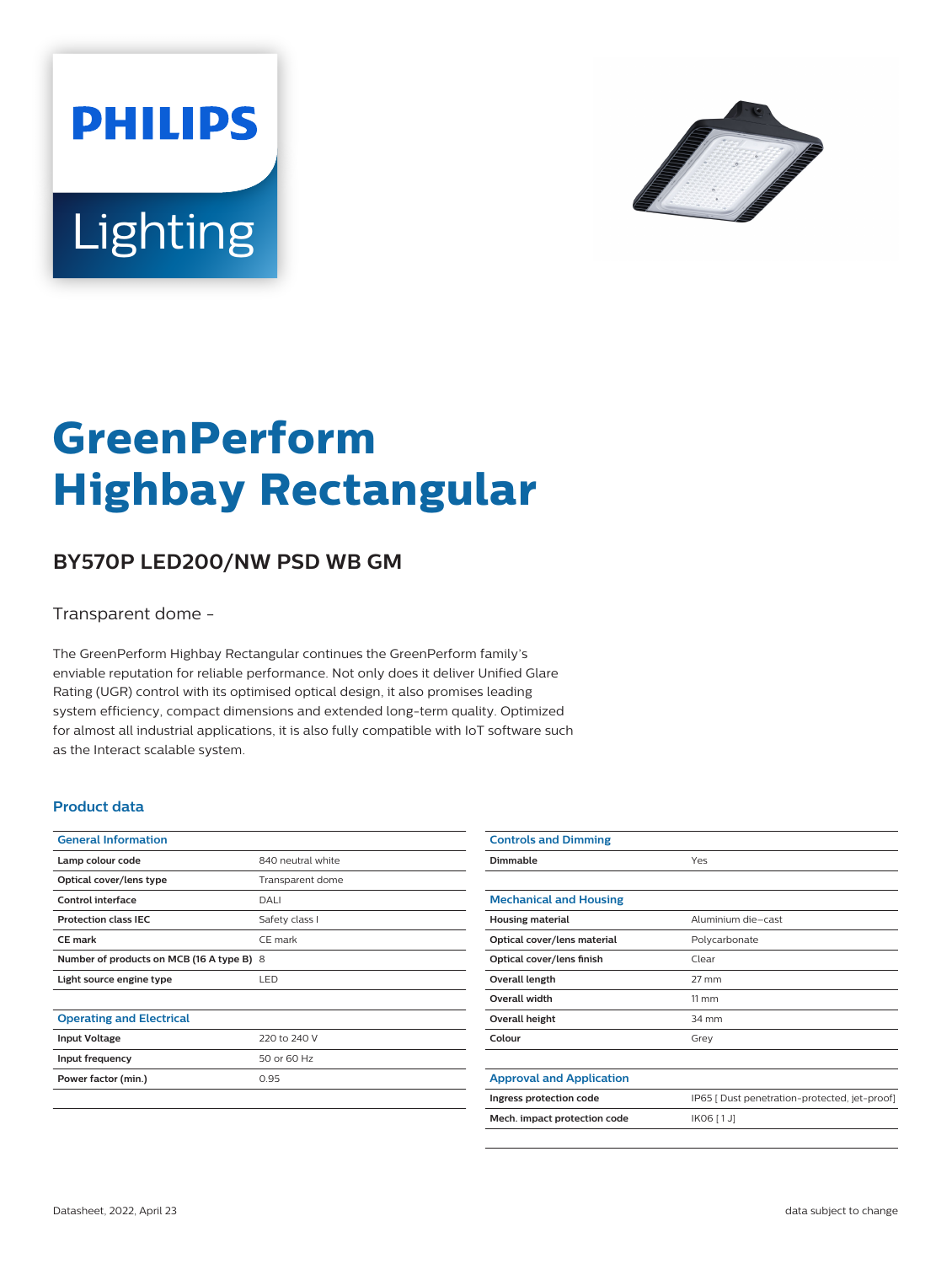PHILIPS

Lighting

# GreenPerform Highbay Rectangular

## BY570P LED200/NW PSD WB GM

Transparent dome -

The GreenPerform Highbay Rectangular continues the GreenPerform family's enviable reputation for reliable performance. Not only does it deliver Unified Glare Rating (UGR) control with its optimised optical design, it also promises leading system efficiency, compact dimensions and extended long-term quality. Optimized for almost all industrial applications, it is also fully compatible with IoT software such as the Interact scalable system.

### Product data

| General Information | |
|---|---|
| **Lamp colour code** | 840 neutral white |
| **Optical cover/lens type** | Transparent dome |
| **Control interface** | DALI |
| **Protection class IEC** | Safety class I |
| **CE mark** | CE mark |
| **Number of products on MCB (16 A type B)** | 8 |
| **Light source engine type** | LED |

| Operating and Electrical | |
|---|---|
| **Input Voltage** | 220 to 240 V |
| **Input frequency** | 50 or 60 Hz |
| **Power factor (min.)** | 0.95 |

| Controls and Dimming | |
|---|---|
| **Dimmable** | Yes |

| Mechanical and Housing | |
|---|---|
| **Housing material** | Aluminium die-cast |
| **Optical cover/lens material** | Polycarbonate |
| **Optical cover/lens finish** | Clear |
| **Overall length** | 27 mm |
| **Overall width** | 11 mm |
| **Overall height** | 34 mm |
| **Colour** | Grey |

| Approval and Application | |
|---|---|
| **Ingress protection code** | IP65 [ Dust penetration-protected, jet-proof] |
| **Mech. impact protection code** | IK06 [ 1 J] |

Datasheet, 2022, April 23

data subject to change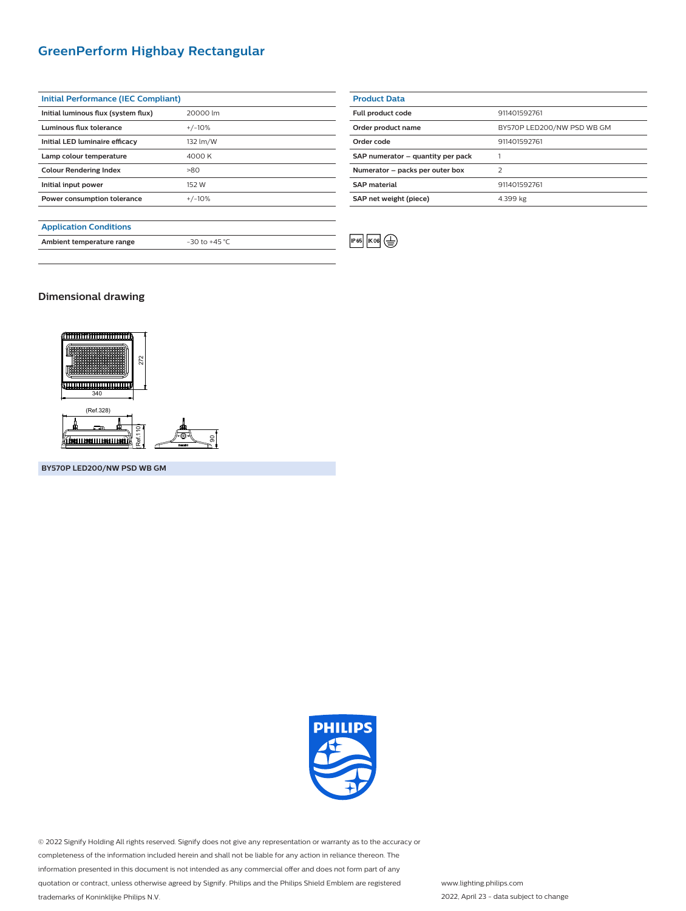## GreenPerform Highbay Rectangular

| Initial Performance (IEC Compliant) | |
|---|---|
| Initial luminous flux (system flux) | 20000 lm |
| Luminous flux tolerance | +/-10% |
| Initial LED luminaire efficacy | 132 lm/W |
| Lamp colour temperature | 4000 K |
| Colour Rendering Index | >80 |
| Initial input power | 152 W |
| Power consumption tolerance | +/-10% |

| Application Conditions | |
|---|---|
| Ambient temperature range | -30 to +45 °C |

| Product Data | |
|---|---|
| Full product code | 911401592761 |
| Order product name | BY570P LED200/NW PSD WB GM |
| Order code | 911401592761 |
| SAP numerator – quantity per pack | 1 |
| Numerator – packs per outer box | 2 |
| SAP material | 911401592761 |
| SAP net weight (piece) | 4.399 kg |

IP65 IK06

### Dimensional drawing

272
340
(Ref.328)
Ref.110
90

**BY570P LED200/NW PSD WB GM**

© 2022 Signify Holding All rights reserved. Signify does not give any representation or warranty as to the accuracy or completeness of the information included herein and shall not be liable for any action in reliance thereon. The information presented in this document is not intended as any commercial offer and does not form part of any quotation or contract, unless otherwise agreed by Signify. Philips and the Philips Shield Emblem are registered trademarks of Koninklijke Philips N.V.

www.lighting.philips.com
2022, April 23 - data subject to change